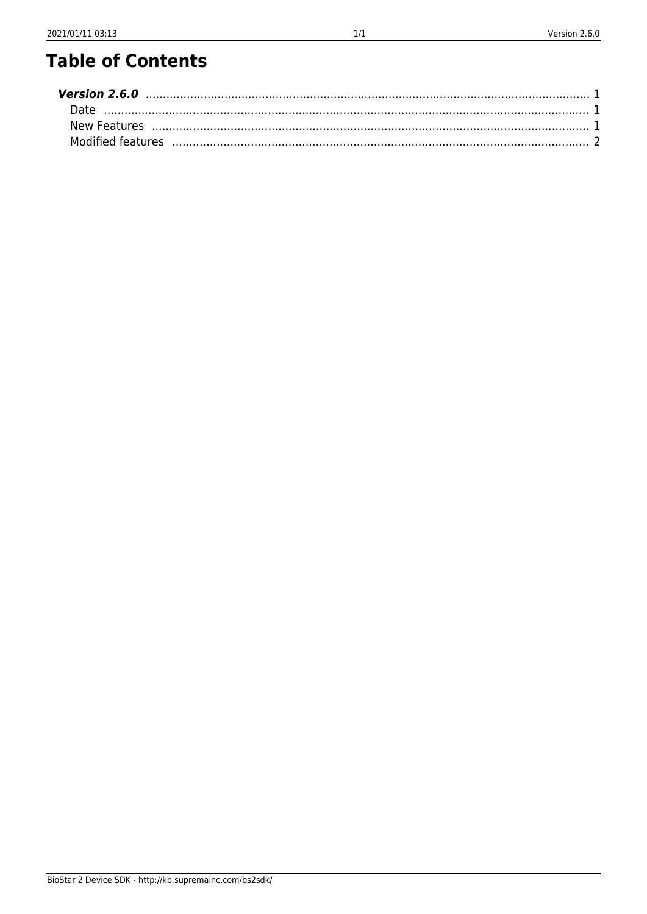# Table of Contents

***Version 2.6.0*** ........ 1
- Date ........ 1
- New Features ........ 1
- Modified features ........ 2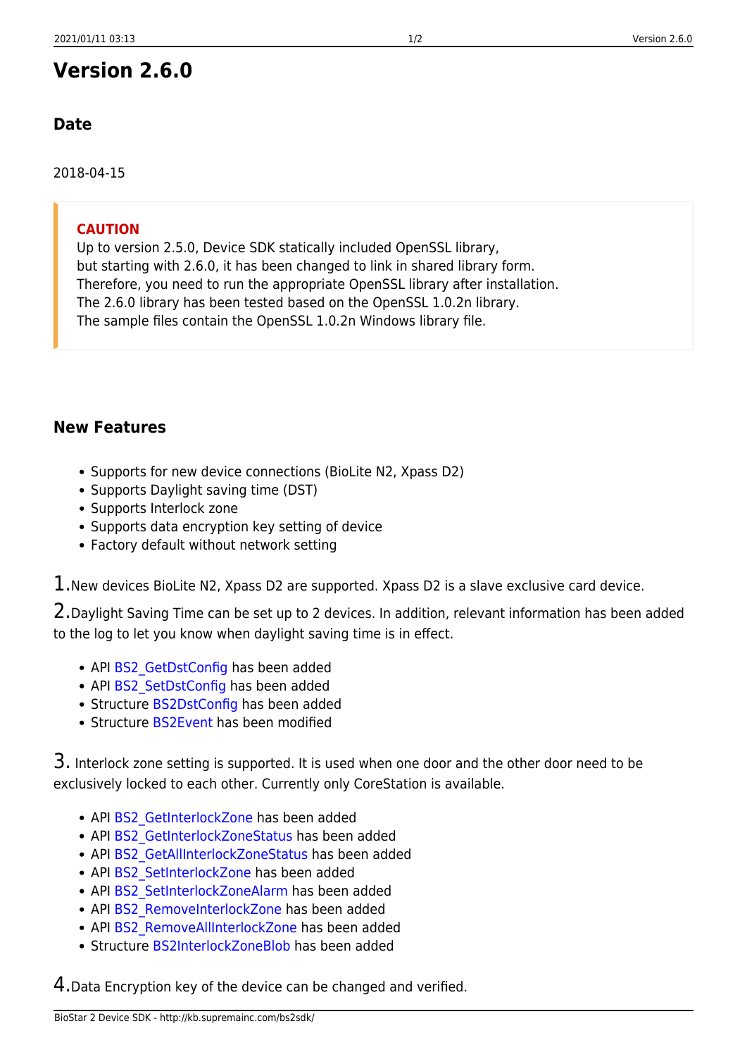# Version 2.6.0

### Date

2018-04-15

> **CAUTION**
> Up to version 2.5.0, Device SDK statically included OpenSSL library,
> but starting with 2.6.0, it has been changed to link in shared library form.
> Therefore, you need to run the appropriate OpenSSL library after installation.
> The 2.6.0 library has been tested based on the OpenSSL 1.0.2n library.
> The sample files contain the OpenSSL 1.0.2n Windows library file.

### New Features

- Supports for new device connections (BioLite N2, Xpass D2)
- Supports Daylight saving time (DST)
- Supports Interlock zone
- Supports data encryption key setting of device
- Factory default without network setting

1.New devices BioLite N2, Xpass D2 are supported. Xpass D2 is a slave exclusive card device.

2.Daylight Saving Time can be set up to 2 devices. In addition, relevant information has been added to the log to let you know when daylight saving time is in effect.

- API BS2_GetDstConfig has been added
- API BS2_SetDstConfig has been added
- Structure BS2DstConfig has been added
- Structure BS2Event has been modified

3. Interlock zone setting is supported. It is used when one door and the other door need to be exclusively locked to each other. Currently only CoreStation is available.

- API BS2_GetInterlockZone has been added
- API BS2_GetInterlockZoneStatus has been added
- API BS2_GetAllInterlockZoneStatus has been added
- API BS2_SetInterlockZone has been added
- API BS2_SetInterlockZoneAlarm has been added
- API BS2_RemoveInterlockZone has been added
- API BS2_RemoveAllInterlockZone has been added
- Structure BS2InterlockZoneBlob has been added

4.Data Encryption key of the device can be changed and verified.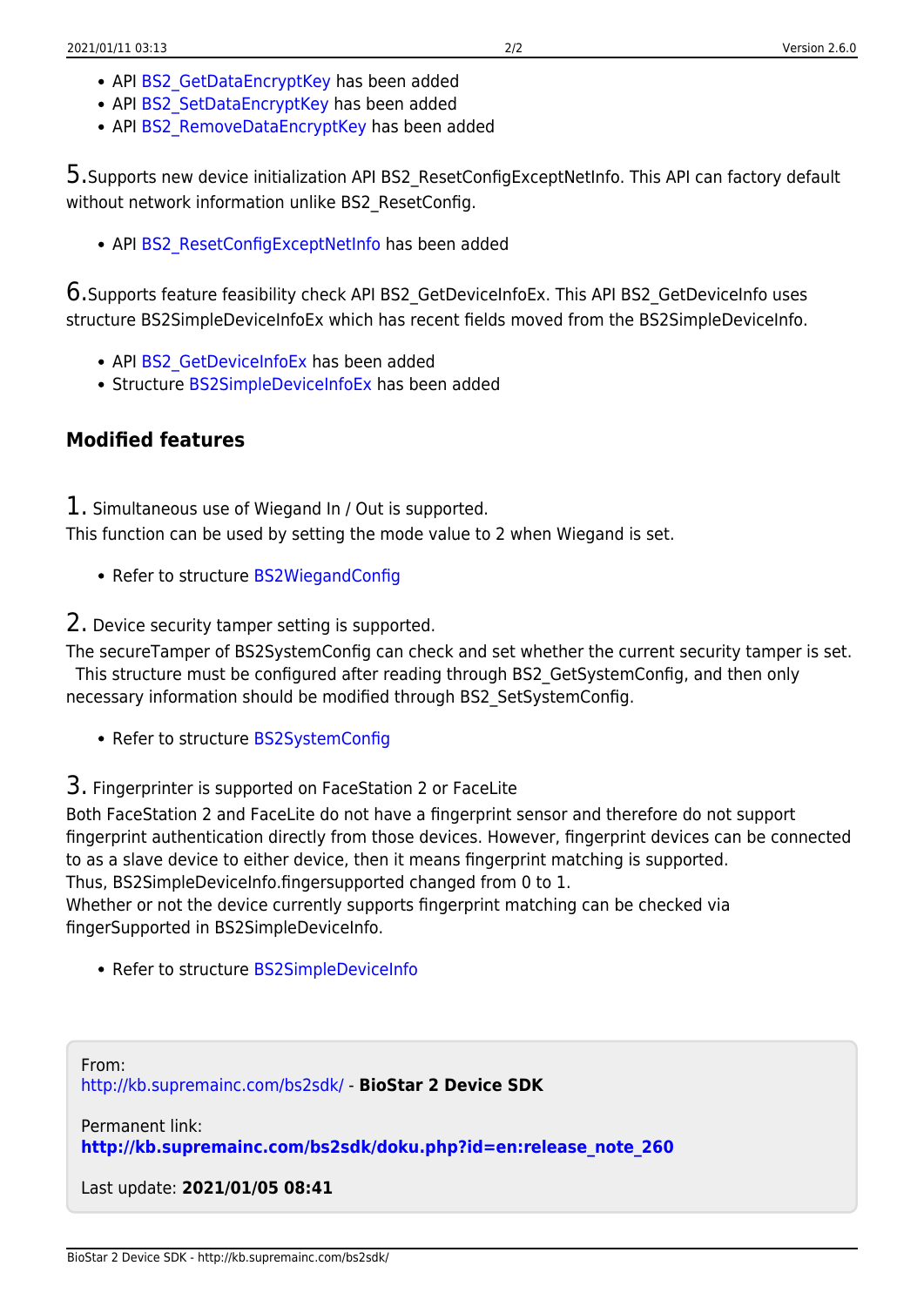- API BS2_GetDataEncryptKey has been added
- API BS2_SetDataEncryptKey has been added
- API BS2_RemoveDataEncryptKey has been added

5.Supports new device initialization API BS2_ResetConfigExceptNetInfo. This API can factory default without network information unlike BS2_ResetConfig.

- API BS2_ResetConfigExceptNetInfo has been added

6.Supports feature feasibility check API BS2_GetDeviceInfoEx. This API BS2_GetDeviceInfo uses structure BS2SimpleDeviceInfoEx which has recent fields moved from the BS2SimpleDeviceInfo.

- API BS2_GetDeviceInfoEx has been added
- Structure BS2SimpleDeviceInfoEx has been added

### Modified features

1. Simultaneous use of Wiegand In / Out is supported.
This function can be used by setting the mode value to 2 when Wiegand is set.

- Refer to structure BS2WiegandConfig

2. Device security tamper setting is supported.
The secureTamper of BS2SystemConfig can check and set whether the current security tamper is set. This structure must be configured after reading through BS2_GetSystemConfig, and then only necessary information should be modified through BS2_SetSystemConfig.

- Refer to structure BS2SystemConfig

3. Fingerprinter is supported on FaceStation 2 or FaceLite
Both FaceStation 2 and FaceLite do not have a fingerprint sensor and therefore do not support fingerprint authentication directly from those devices. However, fingerprint devices can be connected to as a slave device to either device, then it means fingerprint matching is supported.
Thus, BS2SimpleDeviceInfo.fingersupported changed from 0 to 1.
Whether or not the device currently supports fingerprint matching can be checked via fingerSupported in BS2SimpleDeviceInfo.

- Refer to structure BS2SimpleDeviceInfo

From:
http://kb.supremainc.com/bs2sdk/ - **BioStar 2 Device SDK**

Permanent link:
**http://kb.supremainc.com/bs2sdk/doku.php?id=en:release_note_260**

Last update: **2021/01/05 08:41**